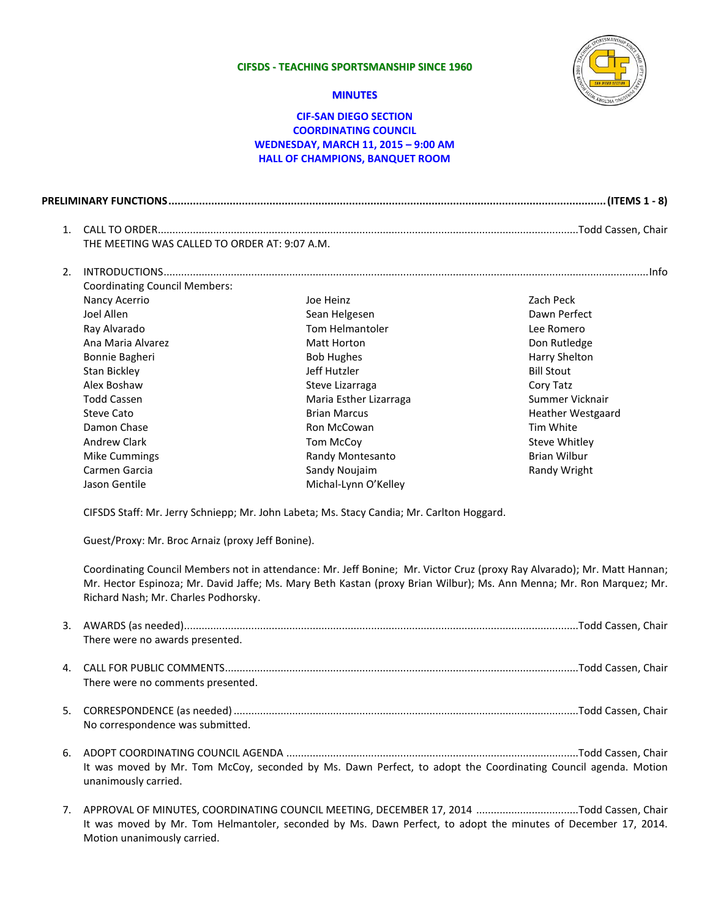**CIFSDS - TEACHING SPORTSMANSHIP SINCE 1960**

**MINUTES**

**CIF-SAN DIEGO SECTION**
**COORDINATING COUNCIL**
**WEDNESDAY, MARCH 11, 2015 – 9:00 AM**
**HALL OF CHAMPIONS, BANQUET ROOM**

**PRELIMINARY FUNCTIONS ............................................................................................................................................ (ITEMS 1 - 8)**

1. CALL TO ORDER............................................................................................................................................Todd Cassen, Chair
   THE MEETING WAS CALLED TO ORDER AT: 9:07 A.M.

2. INTRODUCTIONS.................................................................................................................................................................Info
   Coordinating Council Members:

| | | |
|---|---|---|
| Nancy Acerrio | Joe Heinz | Zach Peck |
| Joel Allen | Sean Helgesen | Dawn Perfect |
| Ray Alvarado | Tom Helmantoler | Lee Romero |
| Ana Maria Alvarez | Matt Horton | Don Rutledge |
| Bonnie Bagheri | Bob Hughes | Harry Shelton |
| Stan Bickley | Jeff Hutzler | Bill Stout |
| Alex Boshaw | Steve Lizarraga | Cory Tatz |
| Todd Cassen | Maria Esther Lizarraga | Summer Vicknair |
| Steve Cato | Brian Marcus | Heather Westgaard |
| Damon Chase | Ron McCowan | Tim White |
| Andrew Clark | Tom McCoy | Steve Whitley |
| Mike Cummings | Randy Montesanto | Brian Wilbur |
| Carmen Garcia | Sandy Noujaim | Randy Wright |
| Jason Gentile | Michal-Lynn O'Kelley | |

   CIFSDS Staff: Mr. Jerry Schniepp; Mr. John Labeta; Ms. Stacy Candia; Mr. Carlton Hoggard.

   Guest/Proxy: Mr. Broc Arnaiz (proxy Jeff Bonine).

   Coordinating Council Members not in attendance: Mr. Jeff Bonine; Mr. Victor Cruz (proxy Ray Alvarado); Mr. Matt Hannan; Mr. Hector Espinoza; Mr. David Jaffe; Ms. Mary Beth Kastan (proxy Brian Wilbur); Ms. Ann Menna; Mr. Ron Marquez; Mr. Richard Nash; Mr. Charles Podhorsky.

3. AWARDS (as needed)....................................................................................................................................Todd Cassen, Chair
   There were no awards presented.

4. CALL FOR PUBLIC COMMENTS.......................................................................................................................Todd Cassen, Chair
   There were no comments presented.

5. CORRESPONDENCE (as needed) ....................................................................................................................Todd Cassen, Chair
   No correspondence was submitted.

6. ADOPT COORDINATING COUNCIL AGENDA ..................................................................................................Todd Cassen, Chair
   It was moved by Mr. Tom McCoy, seconded by Ms. Dawn Perfect, to adopt the Coordinating Council agenda. Motion unanimously carried.

7. APPROVAL OF MINUTES, COORDINATING COUNCIL MEETING, DECEMBER 17, 2014 ..................................Todd Cassen, Chair
   It was moved by Mr. Tom Helmantoler, seconded by Ms. Dawn Perfect, to adopt the minutes of December 17, 2014. Motion unanimously carried.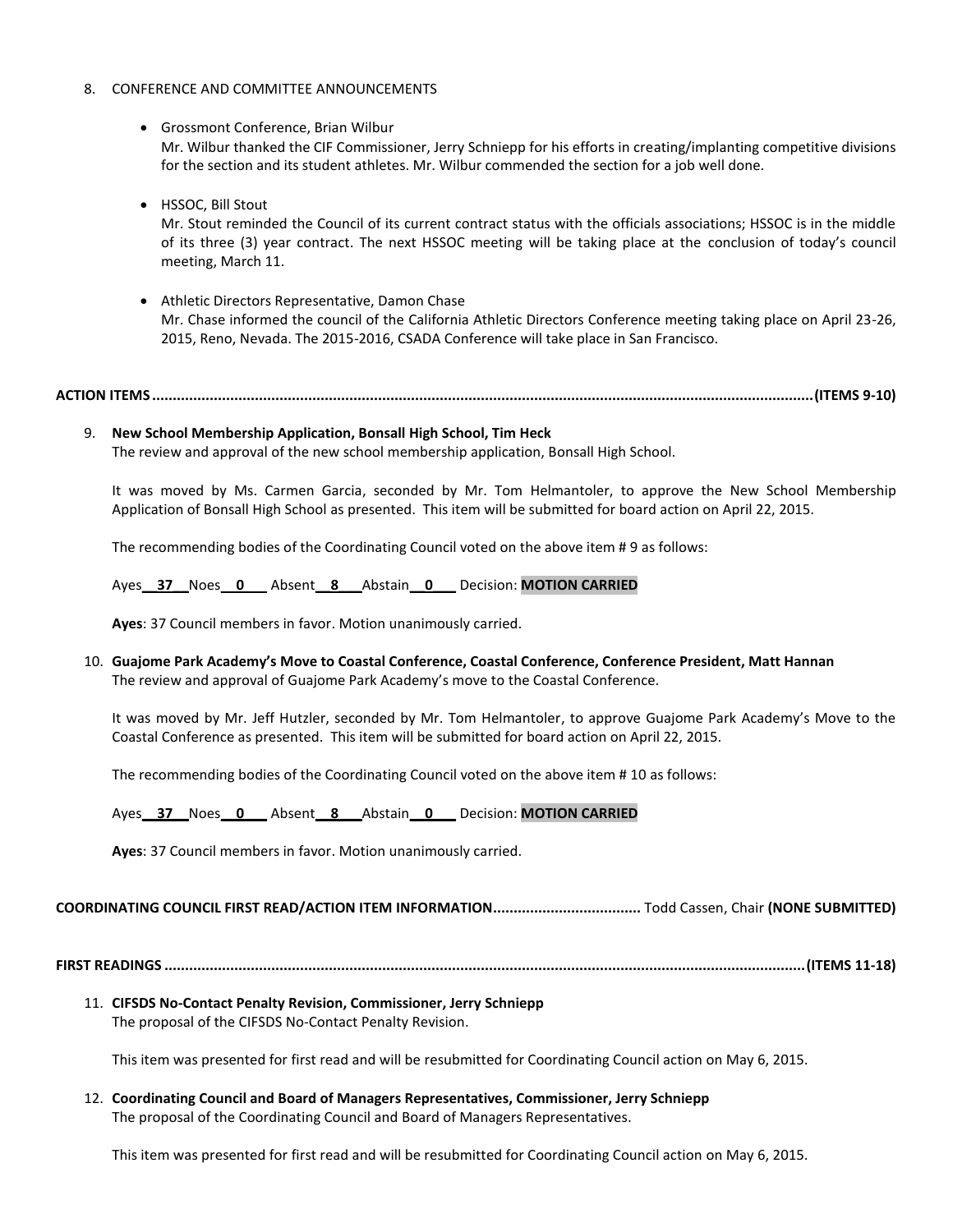8. CONFERENCE AND COMMITTEE ANNOUNCEMENTS

   - Grossmont Conference, Brian Wilbur
     Mr. Wilbur thanked the CIF Commissioner, Jerry Schniepp for his efforts in creating/implanting competitive divisions for the section and its student athletes. Mr. Wilbur commended the section for a job well done.

   - HSSOC, Bill Stout
     Mr. Stout reminded the Council of its current contract status with the officials associations; HSSOC is in the middle of its three (3) year contract. The next HSSOC meeting will be taking place at the conclusion of today's council meeting, March 11.

   - Athletic Directors Representative, Damon Chase
     Mr. Chase informed the council of the California Athletic Directors Conference meeting taking place on April 23-26, 2015, Reno, Nevada. The 2015-2016, CSADA Conference will take place in San Francisco.

**ACTION ITEMS............................................................................................................................................(ITEMS 9-10)**

9. **New School Membership Application, Bonsall High School, Tim Heck**
   The review and approval of the new school membership application, Bonsall High School.

   It was moved by Ms. Carmen Garcia, seconded by Mr. Tom Helmantoler, to approve the New School Membership Application of Bonsall High School as presented. This item will be submitted for board action on April 22, 2015.

   The recommending bodies of the Coordinating Council voted on the above item # 9 as follows:

   Ayes **37** Noes **0** Absent **8** Abstain **0** Decision: **MOTION CARRIED**

   **Ayes**: 37 Council members in favor. Motion unanimously carried.

10. **Guajome Park Academy's Move to Coastal Conference, Coastal Conference, Conference President, Matt Hannan**
    The review and approval of Guajome Park Academy's move to the Coastal Conference.

    It was moved by Mr. Jeff Hutzler, seconded by Mr. Tom Helmantoler, to approve Guajome Park Academy's Move to the Coastal Conference as presented. This item will be submitted for board action on April 22, 2015.

    The recommending bodies of the Coordinating Council voted on the above item # 10 as follows:

    Ayes **37** Noes **0** Absent **8** Abstain **0** Decision: **MOTION CARRIED**

    **Ayes**: 37 Council members in favor. Motion unanimously carried.

**COORDINATING COUNCIL FIRST READ/ACTION ITEM INFORMATION....................................** Todd Cassen, Chair **(NONE SUBMITTED)**

**FIRST READINGS.........................................................................................................................................(ITEMS 11-18)**

11. **CIFSDS No-Contact Penalty Revision, Commissioner, Jerry Schniepp**
    The proposal of the CIFSDS No-Contact Penalty Revision.

    This item was presented for first read and will be resubmitted for Coordinating Council action on May 6, 2015.

12. **Coordinating Council and Board of Managers Representatives, Commissioner, Jerry Schniepp**
    The proposal of the Coordinating Council and Board of Managers Representatives.

    This item was presented for first read and will be resubmitted for Coordinating Council action on May 6, 2015.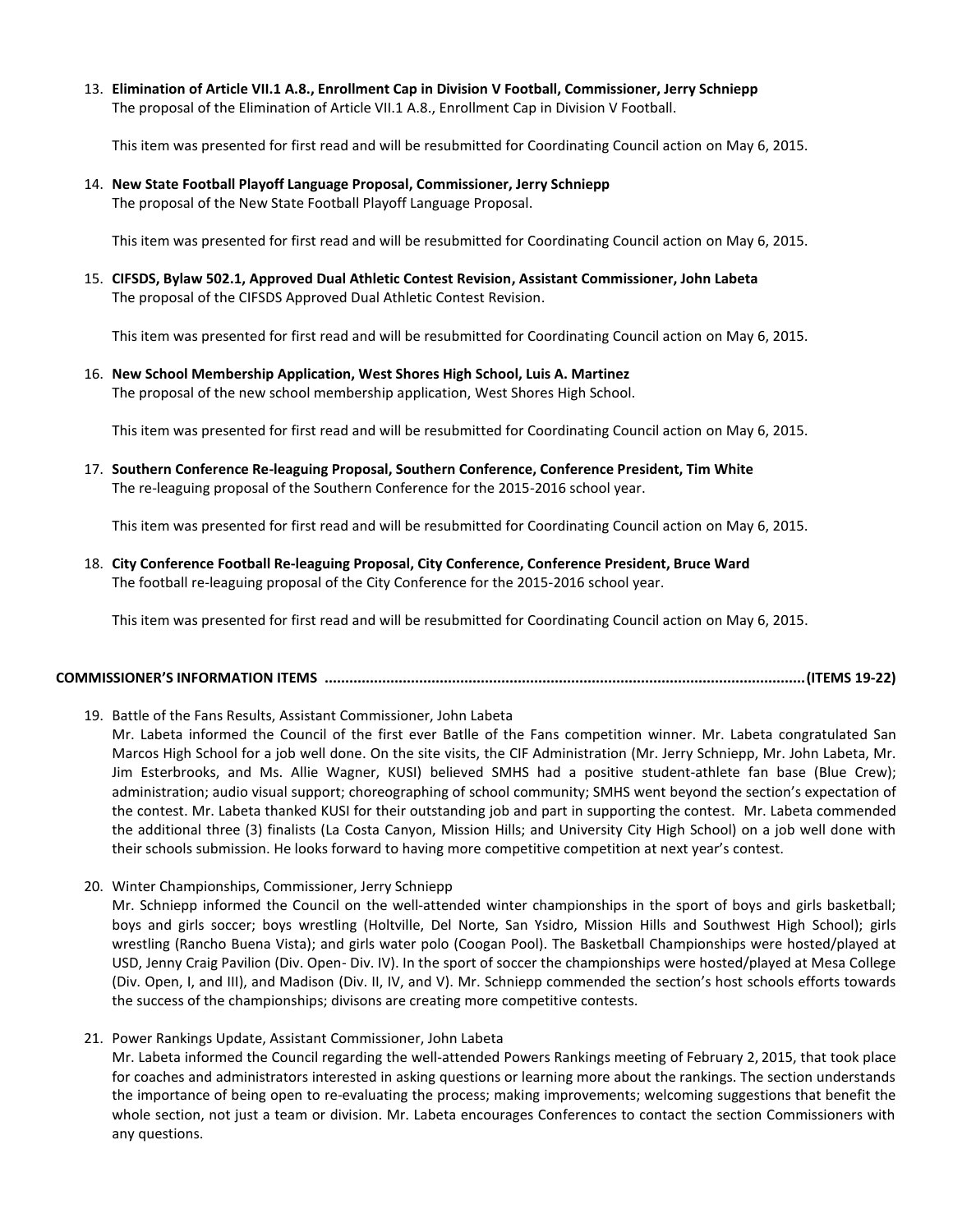13. **Elimination of Article VII.1 A.8., Enrollment Cap in Division V Football, Commissioner, Jerry Schniepp**
    The proposal of the Elimination of Article VII.1 A.8., Enrollment Cap in Division V Football.

    This item was presented for first read and will be resubmitted for Coordinating Council action on May 6, 2015.

14. **New State Football Playoff Language Proposal, Commissioner, Jerry Schniepp**
    The proposal of the New State Football Playoff Language Proposal.

    This item was presented for first read and will be resubmitted for Coordinating Council action on May 6, 2015.

15. **CIFSDS, Bylaw 502.1, Approved Dual Athletic Contest Revision, Assistant Commissioner, John Labeta**
    The proposal of the CIFSDS Approved Dual Athletic Contest Revision.

    This item was presented for first read and will be resubmitted for Coordinating Council action on May 6, 2015.

16. **New School Membership Application, West Shores High School, Luis A. Martinez**
    The proposal of the new school membership application, West Shores High School.

    This item was presented for first read and will be resubmitted for Coordinating Council action on May 6, 2015.

17. **Southern Conference Re-leaguing Proposal, Southern Conference, Conference President, Tim White**
    The re-leaguing proposal of the Southern Conference for the 2015-2016 school year.

    This item was presented for first read and will be resubmitted for Coordinating Council action on May 6, 2015.

18. **City Conference Football Re-leaguing Proposal, City Conference, Conference President, Bruce Ward**
    The football re-leaguing proposal of the City Conference for the 2015-2016 school year.

    This item was presented for first read and will be resubmitted for Coordinating Council action on May 6, 2015.

**COMMISSIONER'S INFORMATION ITEMS .................................................................................................................(ITEMS 19-22)**

19. Battle of the Fans Results, Assistant Commissioner, John Labeta
    Mr. Labeta informed the Council of the first ever Batlle of the Fans competition winner. Mr. Labeta congratulated San Marcos High School for a job well done. On the site visits, the CIF Administration (Mr. Jerry Schniepp, Mr. John Labeta, Mr. Jim Esterbrooks, and Ms. Allie Wagner, KUSI) believed SMHS had a positive student-athlete fan base (Blue Crew); administration; audio visual support; choreographing of school community; SMHS went beyond the section's expectation of the contest. Mr. Labeta thanked KUSI for their outstanding job and part in supporting the contest. Mr. Labeta commended the additional three (3) finalists (La Costa Canyon, Mission Hills; and University City High School) on a job well done with their schools submission. He looks forward to having more competitive competition at next year's contest.

20. Winter Championships, Commissioner, Jerry Schniepp
    Mr. Schniepp informed the Council on the well-attended winter championships in the sport of boys and girls basketball; boys and girls soccer; boys wrestling (Holtville, Del Norte, San Ysidro, Mission Hills and Southwest High School); girls wrestling (Rancho Buena Vista); and girls water polo (Coogan Pool). The Basketball Championships were hosted/played at USD, Jenny Craig Pavilion (Div. Open- Div. IV). In the sport of soccer the championships were hosted/played at Mesa College (Div. Open, I, and III), and Madison (Div. II, IV, and V). Mr. Schniepp commended the section's host schools efforts towards the success of the championships; divisons are creating more competitive contests.

21. Power Rankings Update, Assistant Commissioner, John Labeta
    Mr. Labeta informed the Council regarding the well-attended Powers Rankings meeting of February 2, 2015, that took place for coaches and administrators interested in asking questions or learning more about the rankings. The section understands the importance of being open to re-evaluating the process; making improvements; welcoming suggestions that benefit the whole section, not just a team or division. Mr. Labeta encourages Conferences to contact the section Commissioners with any questions.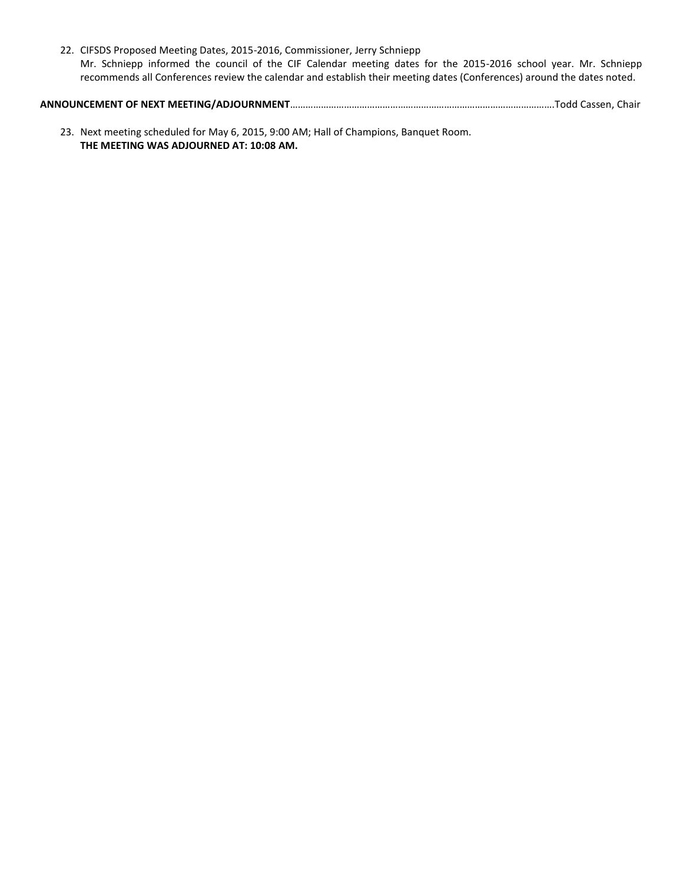22. CIFSDS Proposed Meeting Dates, 2015-2016, Commissioner, Jerry Schniepp
    Mr. Schniepp informed the council of the CIF Calendar meeting dates for the 2015-2016 school year. Mr. Schniepp recommends all Conferences review the calendar and establish their meeting dates (Conferences) around the dates noted.

**ANNOUNCEMENT OF NEXT MEETING/ADJOURNMENT**……………………………………………………………………………………….Todd Cassen, Chair

23. Next meeting scheduled for May 6, 2015, 9:00 AM; Hall of Champions, Banquet Room.
    **THE MEETING WAS ADJOURNED AT: 10:08 AM.**